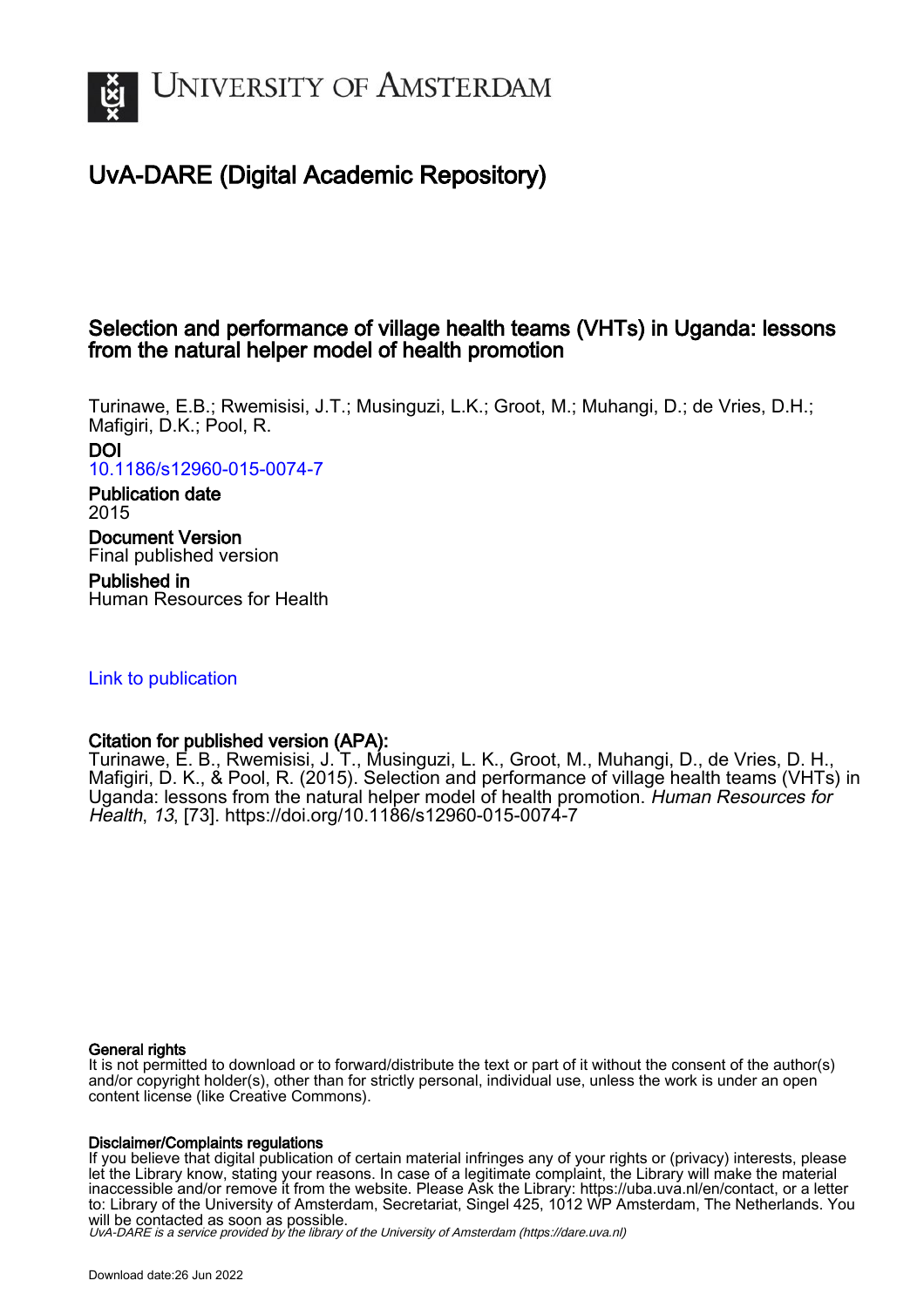# UvA-DARE (Digital Academic Repository)

## Selection and performance of village health teams (VHTs) in Uganda: lessons from the natural helper model of health promotion

Turinawe, E.B.; Rwemisisi, J.T.; Musinguzi, L.K.; Groot, M.; Muhangi, D.; de Vries, D.H.; Mafigiri, D.K.; Pool, R.

**DOI**
10.1186/s12960-015-0074-7

**Publication date**
2015

**Document Version**
Final published version

**Published in**
Human Resources for Health

Link to publication

**Citation for published version (APA):**
Turinawe, E. B., Rwemisisi, J. T., Musinguzi, L. K., Groot, M., Muhangi, D., de Vries, D. H., Mafigiri, D. K., & Pool, R. (2015). Selection and performance of village health teams (VHTs) in Uganda: lessons from the natural helper model of health promotion. *Human Resources for Health*, *13*, [73]. https://doi.org/10.1186/s12960-015-0074-7

**General rights**
It is not permitted to download or to forward/distribute the text or part of it without the consent of the author(s) and/or copyright holder(s), other than for strictly personal, individual use, unless the work is under an open content license (like Creative Commons).

**Disclaimer/Complaints regulations**
If you believe that digital publication of certain material infringes any of your rights or (privacy) interests, please let the Library know, stating your reasons. In case of a legitimate complaint, the Library will make the material inaccessible and/or remove it from the website. Please Ask the Library: https://uba.uva.nl/en/contact, or a letter to: Library of the University of Amsterdam, Secretariat, Singel 425, 1012 WP Amsterdam, The Netherlands. You will be contacted as soon as possible.

*UvA-DARE is a service provided by the library of the University of Amsterdam (https://dare.uva.nl)*

Download date:26 Jun 2022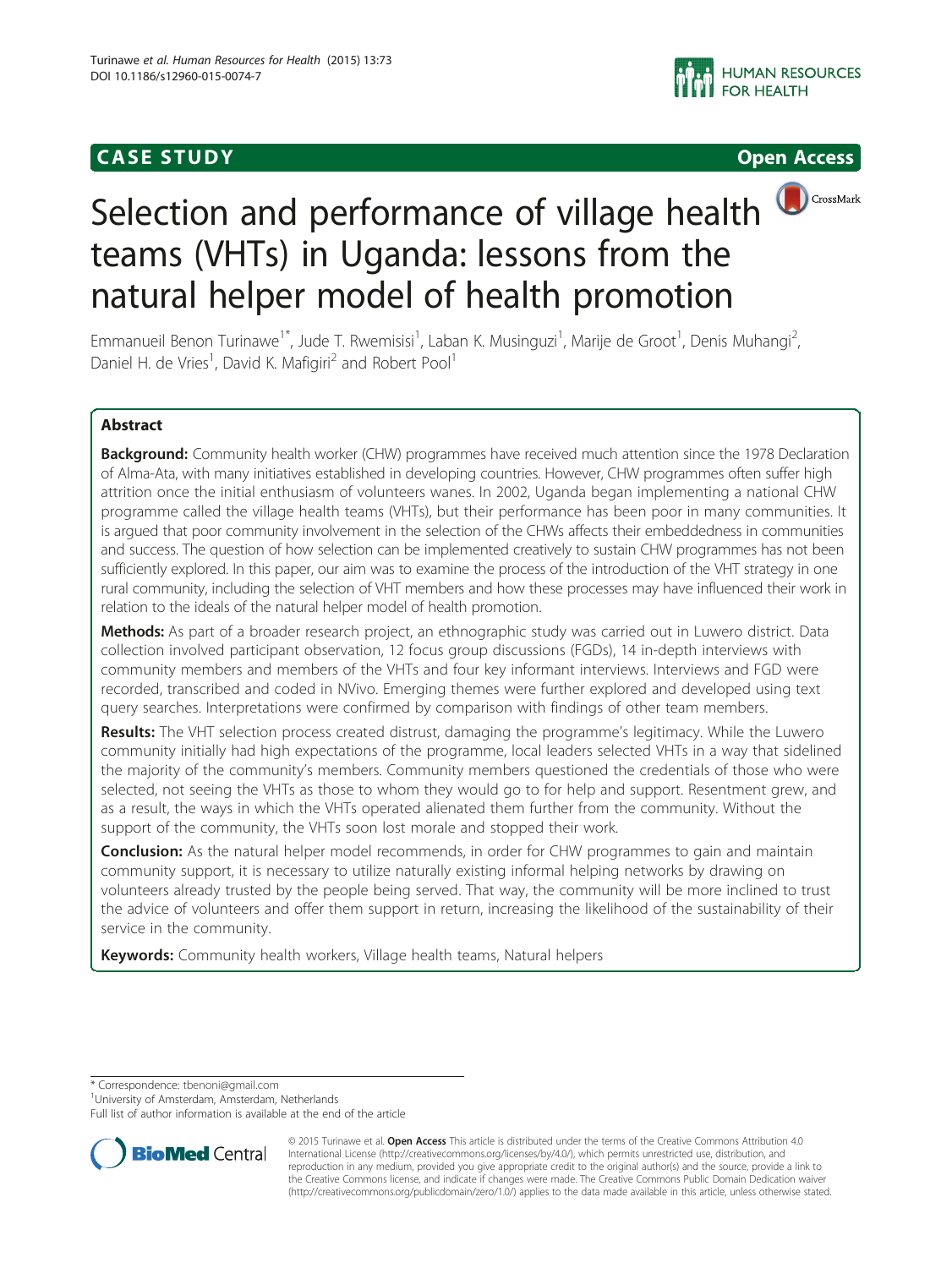# Selection and performance of village health teams (VHTs) in Uganda: lessons from the natural helper model of health promotion

Emmanueil Benon Turinawe[1*], Jude T. Rwemisisi[1], Laban K. Musinguzi[1], Marije de Groot[1], Denis Muhangi[2], Daniel H. de Vries[1], David K. Mafigiri[2] and Robert Pool[1]

## Abstract

**Background:** Community health worker (CHW) programmes have received much attention since the 1978 Declaration of Alma-Ata, with many initiatives established in developing countries. However, CHW programmes often suffer high attrition once the initial enthusiasm of volunteers wanes. In 2002, Uganda began implementing a national CHW programme called the village health teams (VHTs), but their performance has been poor in many communities. It is argued that poor community involvement in the selection of the CHWs affects their embeddedness in communities and success. The question of how selection can be implemented creatively to sustain CHW programmes has not been sufficiently explored. In this paper, our aim was to examine the process of the introduction of the VHT strategy in one rural community, including the selection of VHT members and how these processes may have influenced their work in relation to the ideals of the natural helper model of health promotion.

**Methods:** As part of a broader research project, an ethnographic study was carried out in Luwero district. Data collection involved participant observation, 12 focus group discussions (FGDs), 14 in-depth interviews with community members and members of the VHTs and four key informant interviews. Interviews and FGD were recorded, transcribed and coded in NVivo. Emerging themes were further explored and developed using text query searches. Interpretations were confirmed by comparison with findings of other team members.

**Results:** The VHT selection process created distrust, damaging the programme's legitimacy. While the Luwero community initially had high expectations of the programme, local leaders selected VHTs in a way that sidelined the majority of the community's members. Community members questioned the credentials of those who were selected, not seeing the VHTs as those to whom they would go to for help and support. Resentment grew, and as a result, the ways in which the VHTs operated alienated them further from the community. Without the support of the community, the VHTs soon lost morale and stopped their work.

**Conclusion:** As the natural helper model recommends, in order for CHW programmes to gain and maintain community support, it is necessary to utilize naturally existing informal helping networks by drawing on volunteers already trusted by the people being served. That way, the community will be more inclined to trust the advice of volunteers and offer them support in return, increasing the likelihood of the sustainability of their service in the community.

**Keywords:** Community health workers, Village health teams, Natural helpers

\* Correspondence: tbenoni@gmail.com
[1]University of Amsterdam, Amsterdam, Netherlands
Full list of author information is available at the end of the article

© 2015 Turinawe et al. **Open Access** This article is distributed under the terms of the Creative Commons Attribution 4.0 International License (http://creativecommons.org/licenses/by/4.0/), which permits unrestricted use, distribution, and reproduction in any medium, provided you give appropriate credit to the original author(s) and the source, provide a link to the Creative Commons license, and indicate if changes were made. The Creative Commons Public Domain Dedication waiver (http://creativecommons.org/publicdomain/zero/1.0/) applies to the data made available in this article, unless otherwise stated.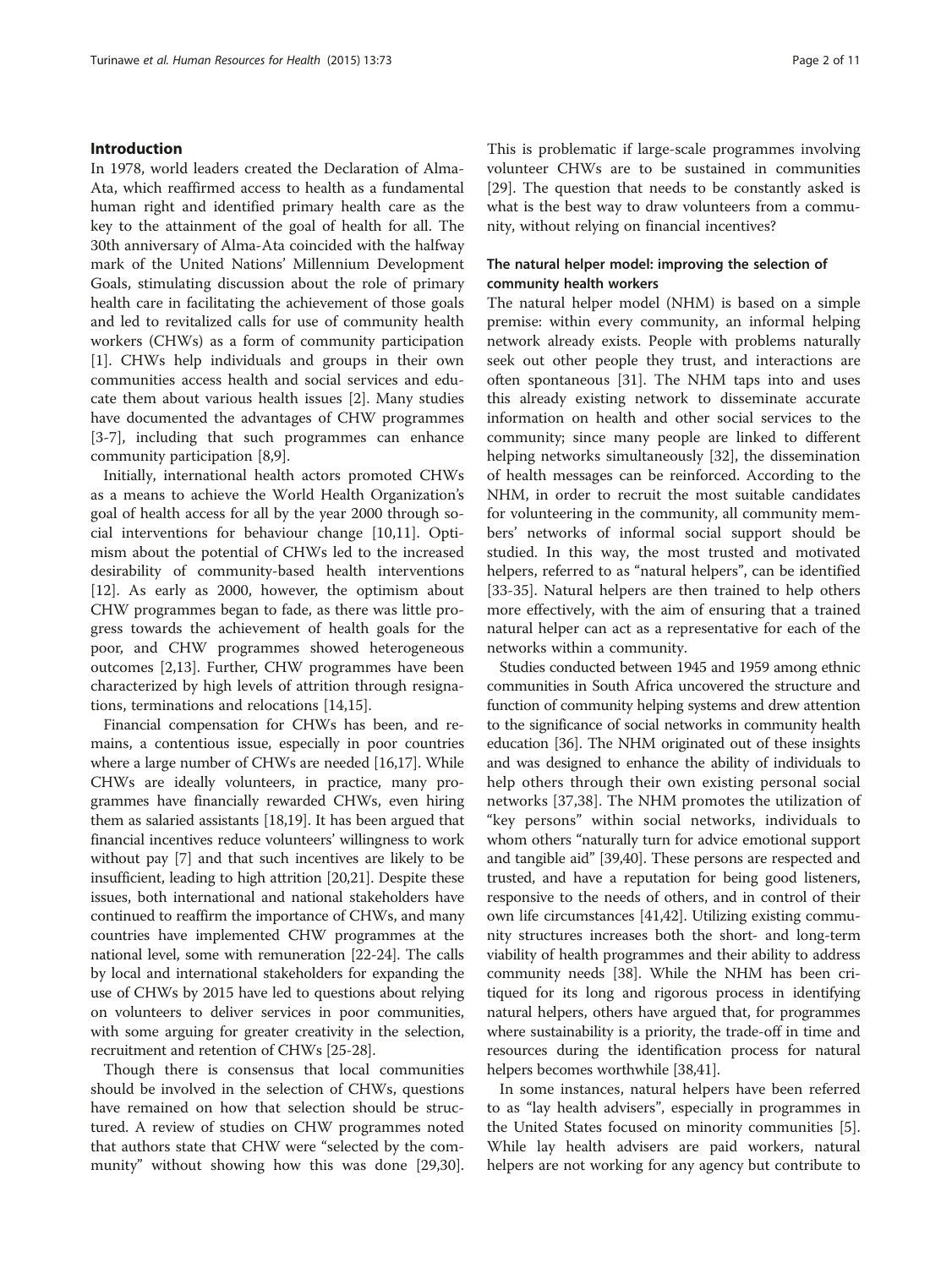## Introduction

In 1978, world leaders created the Declaration of Alma-Ata, which reaffirmed access to health as a fundamental human right and identified primary health care as the key to the attainment of the goal of health for all. The 30th anniversary of Alma-Ata coincided with the halfway mark of the United Nations' Millennium Development Goals, stimulating discussion about the role of primary health care in facilitating the achievement of those goals and led to revitalized calls for use of community health workers (CHWs) as a form of community participation [1]. CHWs help individuals and groups in their own communities access health and social services and educate them about various health issues [2]. Many studies have documented the advantages of CHW programmes [3-7], including that such programmes can enhance community participation [8,9].

Initially, international health actors promoted CHWs as a means to achieve the World Health Organization's goal of health access for all by the year 2000 through social interventions for behaviour change [10,11]. Optimism about the potential of CHWs led to the increased desirability of community-based health interventions [12]. As early as 2000, however, the optimism about CHW programmes began to fade, as there was little progress towards the achievement of health goals for the poor, and CHW programmes showed heterogeneous outcomes [2,13]. Further, CHW programmes have been characterized by high levels of attrition through resignations, terminations and relocations [14,15].

Financial compensation for CHWs has been, and remains, a contentious issue, especially in poor countries where a large number of CHWs are needed [16,17]. While CHWs are ideally volunteers, in practice, many programmes have financially rewarded CHWs, even hiring them as salaried assistants [18,19]. It has been argued that financial incentives reduce volunteers' willingness to work without pay [7] and that such incentives are likely to be insufficient, leading to high attrition [20,21]. Despite these issues, both international and national stakeholders have continued to reaffirm the importance of CHWs, and many countries have implemented CHW programmes at the national level, some with remuneration [22-24]. The calls by local and international stakeholders for expanding the use of CHWs by 2015 have led to questions about relying on volunteers to deliver services in poor communities, with some arguing for greater creativity in the selection, recruitment and retention of CHWs [25-28].

Though there is consensus that local communities should be involved in the selection of CHWs, questions have remained on how that selection should be structured. A review of studies on CHW programmes noted that authors state that CHW were "selected by the community" without showing how this was done [29,30]. This is problematic if large-scale programmes involving volunteer CHWs are to be sustained in communities [29]. The question that needs to be constantly asked is what is the best way to draw volunteers from a community, without relying on financial incentives?

### The natural helper model: improving the selection of community health workers

The natural helper model (NHM) is based on a simple premise: within every community, an informal helping network already exists. People with problems naturally seek out other people they trust, and interactions are often spontaneous [31]. The NHM taps into and uses this already existing network to disseminate accurate information on health and other social services to the community; since many people are linked to different helping networks simultaneously [32], the dissemination of health messages can be reinforced. According to the NHM, in order to recruit the most suitable candidates for volunteering in the community, all community members' networks of informal social support should be studied. In this way, the most trusted and motivated helpers, referred to as "natural helpers", can be identified [33-35]. Natural helpers are then trained to help others more effectively, with the aim of ensuring that a trained natural helper can act as a representative for each of the networks within a community.

Studies conducted between 1945 and 1959 among ethnic communities in South Africa uncovered the structure and function of community helping systems and drew attention to the significance of social networks in community health education [36]. The NHM originated out of these insights and was designed to enhance the ability of individuals to help others through their own existing personal social networks [37,38]. The NHM promotes the utilization of "key persons" within social networks, individuals to whom others "naturally turn for advice emotional support and tangible aid" [39,40]. These persons are respected and trusted, and have a reputation for being good listeners, responsive to the needs of others, and in control of their own life circumstances [41,42]. Utilizing existing community structures increases both the short- and long-term viability of health programmes and their ability to address community needs [38]. While the NHM has been critiqued for its long and rigorous process in identifying natural helpers, others have argued that, for programmes where sustainability is a priority, the trade-off in time and resources during the identification process for natural helpers becomes worthwhile [38,41].

In some instances, natural helpers have been referred to as "lay health advisers", especially in programmes in the United States focused on minority communities [5]. While lay health advisers are paid workers, natural helpers are not working for any agency but contribute to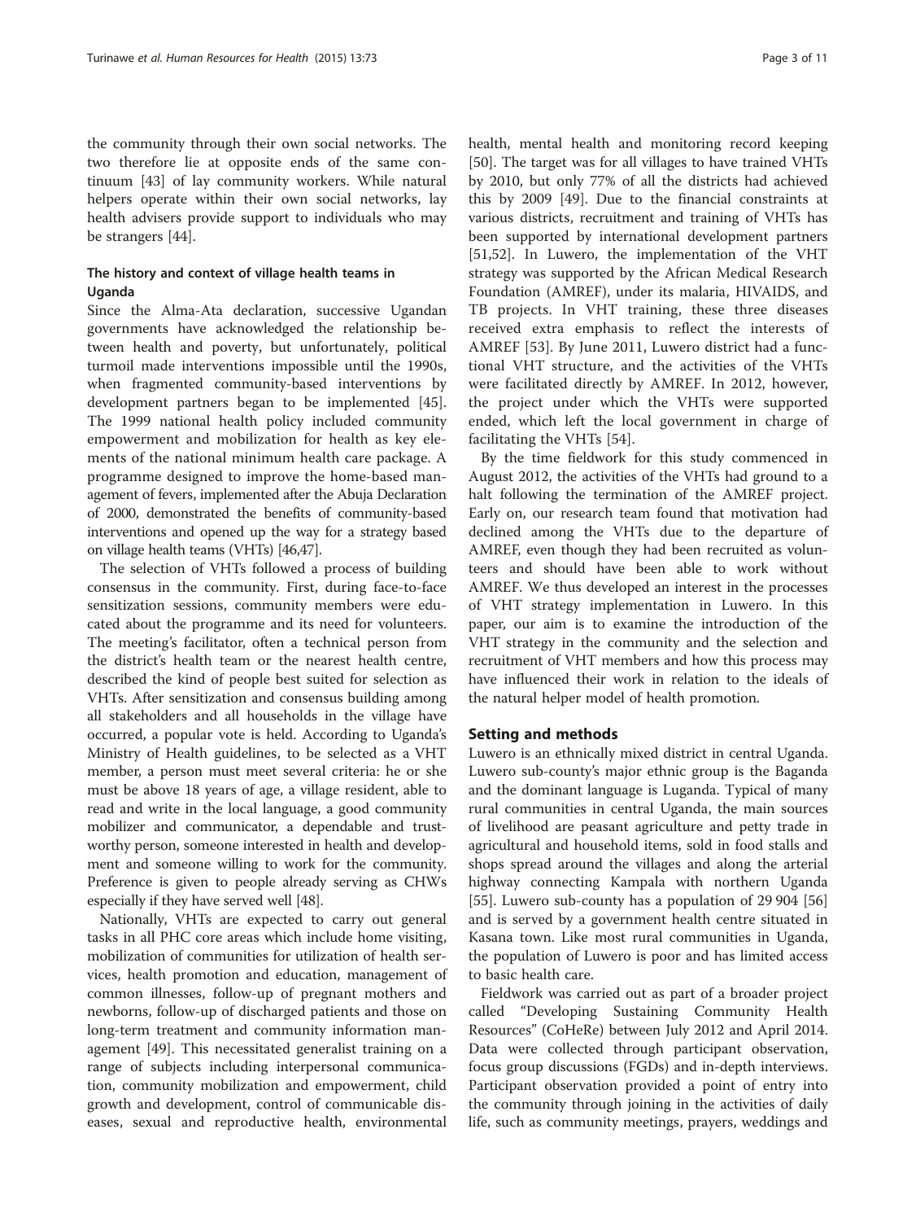the community through their own social networks. The two therefore lie at opposite ends of the same continuum [43] of lay community workers. While natural helpers operate within their own social networks, lay health advisers provide support to individuals who may be strangers [44].

### The history and context of village health teams in Uganda

Since the Alma-Ata declaration, successive Ugandan governments have acknowledged the relationship between health and poverty, but unfortunately, political turmoil made interventions impossible until the 1990s, when fragmented community-based interventions by development partners began to be implemented [45]. The 1999 national health policy included community empowerment and mobilization for health as key elements of the national minimum health care package. A programme designed to improve the home-based management of fevers, implemented after the Abuja Declaration of 2000, demonstrated the benefits of community-based interventions and opened up the way for a strategy based on village health teams (VHTs) [46,47].

The selection of VHTs followed a process of building consensus in the community. First, during face-to-face sensitization sessions, community members were educated about the programme and its need for volunteers. The meeting's facilitator, often a technical person from the district's health team or the nearest health centre, described the kind of people best suited for selection as VHTs. After sensitization and consensus building among all stakeholders and all households in the village have occurred, a popular vote is held. According to Uganda's Ministry of Health guidelines, to be selected as a VHT member, a person must meet several criteria: he or she must be above 18 years of age, a village resident, able to read and write in the local language, a good community mobilizer and communicator, a dependable and trustworthy person, someone interested in health and development and someone willing to work for the community. Preference is given to people already serving as CHWs especially if they have served well [48].

Nationally, VHTs are expected to carry out general tasks in all PHC core areas which include home visiting, mobilization of communities for utilization of health services, health promotion and education, management of common illnesses, follow-up of pregnant mothers and newborns, follow-up of discharged patients and those on long-term treatment and community information management [49]. This necessitated generalist training on a range of subjects including interpersonal communication, community mobilization and empowerment, child growth and development, control of communicable diseases, sexual and reproductive health, environmental health, mental health and monitoring record keeping [50]. The target was for all villages to have trained VHTs by 2010, but only 77% of all the districts had achieved this by 2009 [49]. Due to the financial constraints at various districts, recruitment and training of VHTs has been supported by international development partners [51,52]. In Luwero, the implementation of the VHT strategy was supported by the African Medical Research Foundation (AMREF), under its malaria, HIVAIDS, and TB projects. In VHT training, these three diseases received extra emphasis to reflect the interests of AMREF [53]. By June 2011, Luwero district had a functional VHT structure, and the activities of the VHTs were facilitated directly by AMREF. In 2012, however, the project under which the VHTs were supported ended, which left the local government in charge of facilitating the VHTs [54].

By the time fieldwork for this study commenced in August 2012, the activities of the VHTs had ground to a halt following the termination of the AMREF project. Early on, our research team found that motivation had declined among the VHTs due to the departure of AMREF, even though they had been recruited as volunteers and should have been able to work without AMREF. We thus developed an interest in the processes of VHT strategy implementation in Luwero. In this paper, our aim is to examine the introduction of the VHT strategy in the community and the selection and recruitment of VHT members and how this process may have influenced their work in relation to the ideals of the natural helper model of health promotion.

## Setting and methods

Luwero is an ethnically mixed district in central Uganda. Luwero sub-county's major ethnic group is the Baganda and the dominant language is Luganda. Typical of many rural communities in central Uganda, the main sources of livelihood are peasant agriculture and petty trade in agricultural and household items, sold in food stalls and shops spread around the villages and along the arterial highway connecting Kampala with northern Uganda [55]. Luwero sub-county has a population of 29 904 [56] and is served by a government health centre situated in Kasana town. Like most rural communities in Uganda, the population of Luwero is poor and has limited access to basic health care.

Fieldwork was carried out as part of a broader project called "Developing Sustaining Community Health Resources" (CoHeRe) between July 2012 and April 2014. Data were collected through participant observation, focus group discussions (FGDs) and in-depth interviews. Participant observation provided a point of entry into the community through joining in the activities of daily life, such as community meetings, prayers, weddings and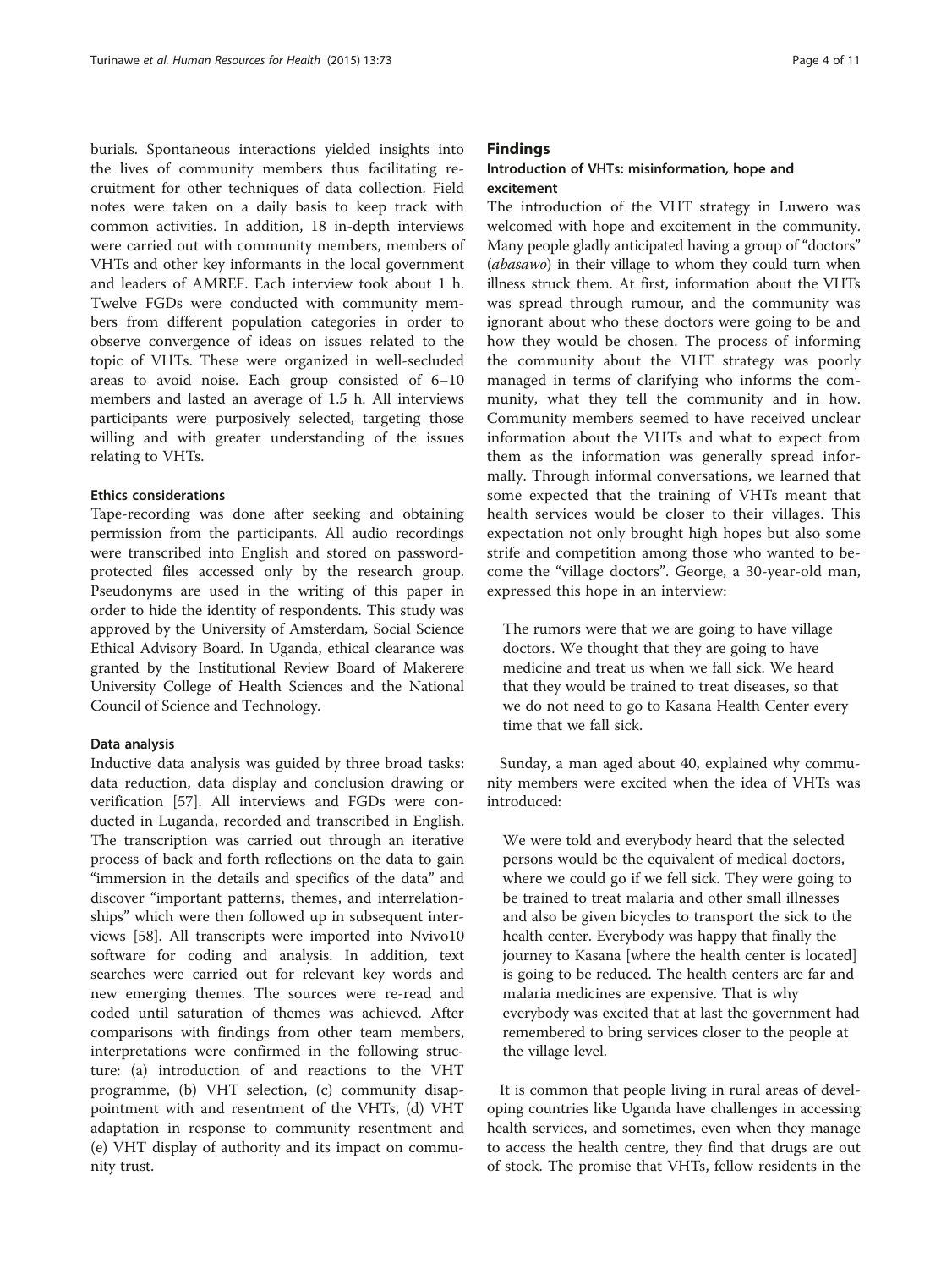burials. Spontaneous interactions yielded insights into the lives of community members thus facilitating recruitment for other techniques of data collection. Field notes were taken on a daily basis to keep track with common activities. In addition, 18 in-depth interviews were carried out with community members, members of VHTs and other key informants in the local government and leaders of AMREF. Each interview took about 1 h. Twelve FGDs were conducted with community members from different population categories in order to observe convergence of ideas on issues related to the topic of VHTs. These were organized in well-secluded areas to avoid noise. Each group consisted of 6–10 members and lasted an average of 1.5 h. All interviews participants were purposively selected, targeting those willing and with greater understanding of the issues relating to VHTs.

### Ethics considerations

Tape-recording was done after seeking and obtaining permission from the participants. All audio recordings were transcribed into English and stored on password-protected files accessed only by the research group. Pseudonyms are used in the writing of this paper in order to hide the identity of respondents. This study was approved by the University of Amsterdam, Social Science Ethical Advisory Board. In Uganda, ethical clearance was granted by the Institutional Review Board of Makerere University College of Health Sciences and the National Council of Science and Technology.

### Data analysis

Inductive data analysis was guided by three broad tasks: data reduction, data display and conclusion drawing or verification [57]. All interviews and FGDs were conducted in Luganda, recorded and transcribed in English. The transcription was carried out through an iterative process of back and forth reflections on the data to gain "immersion in the details and specifics of the data" and discover "important patterns, themes, and interrelationships" which were then followed up in subsequent interviews [58]. All transcripts were imported into Nvivo10 software for coding and analysis. In addition, text searches were carried out for relevant key words and new emerging themes. The sources were re-read and coded until saturation of themes was achieved. After comparisons with findings from other team members, interpretations were confirmed in the following structure: (a) introduction of and reactions to the VHT programme, (b) VHT selection, (c) community disappointment with and resentment of the VHTs, (d) VHT adaptation in response to community resentment and (e) VHT display of authority and its impact on community trust.

## Findings

### Introduction of VHTs: misinformation, hope and excitement

The introduction of the VHT strategy in Luwero was welcomed with hope and excitement in the community. Many people gladly anticipated having a group of "doctors" (*abasawo*) in their village to whom they could turn when illness struck them. At first, information about the VHTs was spread through rumour, and the community was ignorant about who these doctors were going to be and how they would be chosen. The process of informing the community about the VHT strategy was poorly managed in terms of clarifying who informs the community, what they tell the community and in how. Community members seemed to have received unclear information about the VHTs and what to expect from them as the information was generally spread informally. Through informal conversations, we learned that some expected that the training of VHTs meant that health services would be closer to their villages. This expectation not only brought high hopes but also some strife and competition among those who wanted to become the "village doctors". George, a 30-year-old man, expressed this hope in an interview:

> The rumors were that we are going to have village doctors. We thought that they are going to have medicine and treat us when we fall sick. We heard that they would be trained to treat diseases, so that we do not need to go to Kasana Health Center every time that we fall sick.

Sunday, a man aged about 40, explained why community members were excited when the idea of VHTs was introduced:

> We were told and everybody heard that the selected persons would be the equivalent of medical doctors, where we could go if we fell sick. They were going to be trained to treat malaria and other small illnesses and also be given bicycles to transport the sick to the health center. Everybody was happy that finally the journey to Kasana [where the health center is located] is going to be reduced. The health centers are far and malaria medicines are expensive. That is why everybody was excited that at last the government had remembered to bring services closer to the people at the village level.

It is common that people living in rural areas of developing countries like Uganda have challenges in accessing health services, and sometimes, even when they manage to access the health centre, they find that drugs are out of stock. The promise that VHTs, fellow residents in the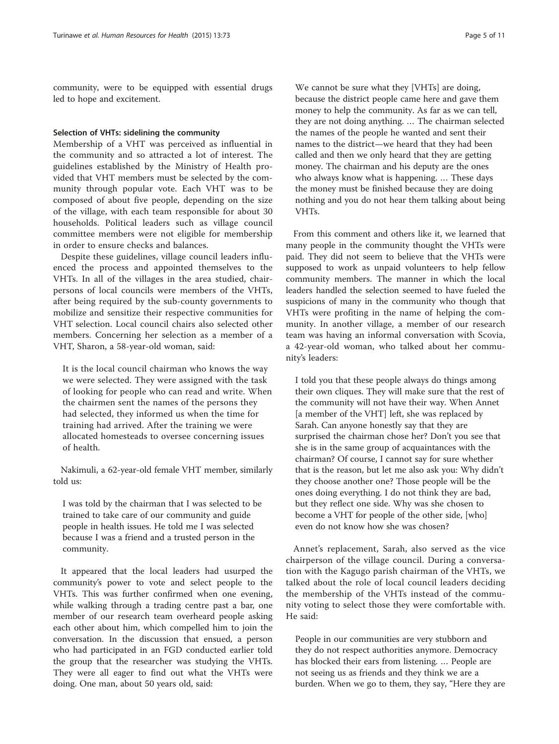community, were to be equipped with essential drugs led to hope and excitement.

### Selection of VHTs: sidelining the community

Membership of a VHT was perceived as influential in the community and so attracted a lot of interest. The guidelines established by the Ministry of Health provided that VHT members must be selected by the community through popular vote. Each VHT was to be composed of about five people, depending on the size of the village, with each team responsible for about 30 households. Political leaders such as village council committee members were not eligible for membership in order to ensure checks and balances.

Despite these guidelines, village council leaders influenced the process and appointed themselves to the VHTs. In all of the villages in the area studied, chairpersons of local councils were members of the VHTs, after being required by the sub-county governments to mobilize and sensitize their respective communities for VHT selection. Local council chairs also selected other members. Concerning her selection as a member of a VHT, Sharon, a 58-year-old woman, said:

> It is the local council chairman who knows the way we were selected. They were assigned with the task of looking for people who can read and write. When the chairmen sent the names of the persons they had selected, they informed us when the time for training had arrived. After the training we were allocated homesteads to oversee concerning issues of health.

Nakimuli, a 62-year-old female VHT member, similarly told us:

> I was told by the chairman that I was selected to be trained to take care of our community and guide people in health issues. He told me I was selected because I was a friend and a trusted person in the community.

It appeared that the local leaders had usurped the community's power to vote and select people to the VHTs. This was further confirmed when one evening, while walking through a trading centre past a bar, one member of our research team overheard people asking each other about him, which compelled him to join the conversation. In the discussion that ensued, a person who had participated in an FGD conducted earlier told the group that the researcher was studying the VHTs. They were all eager to find out what the VHTs were doing. One man, about 50 years old, said:

> We cannot be sure what they [VHTs] are doing, because the district people came here and gave them money to help the community. As far as we can tell, they are not doing anything. … The chairman selected the names of the people he wanted and sent their names to the district—we heard that they had been called and then we only heard that they are getting money. The chairman and his deputy are the ones who always know what is happening. … These days the money must be finished because they are doing nothing and you do not hear them talking about being VHTs.

From this comment and others like it, we learned that many people in the community thought the VHTs were paid. They did not seem to believe that the VHTs were supposed to work as unpaid volunteers to help fellow community members. The manner in which the local leaders handled the selection seemed to have fueled the suspicions of many in the community who though that VHTs were profiting in the name of helping the community. In another village, a member of our research team was having an informal conversation with Scovia, a 42-year-old woman, who talked about her community's leaders:

> I told you that these people always do things among their own cliques. They will make sure that the rest of the community will not have their way. When Annet [a member of the VHT] left, she was replaced by Sarah. Can anyone honestly say that they are surprised the chairman chose her? Don't you see that she is in the same group of acquaintances with the chairman? Of course, I cannot say for sure whether that is the reason, but let me also ask you: Why didn't they choose another one? Those people will be the ones doing everything. I do not think they are bad, but they reflect one side. Why was she chosen to become a VHT for people of the other side, [who] even do not know how she was chosen?

Annet's replacement, Sarah, also served as the vice chairperson of the village council. During a conversation with the Kagugo parish chairman of the VHTs, we talked about the role of local council leaders deciding the membership of the VHTs instead of the community voting to select those they were comfortable with. He said:

> People in our communities are very stubborn and they do not respect authorities anymore. Democracy has blocked their ears from listening. … People are not seeing us as friends and they think we are a burden. When we go to them, they say, "Here they are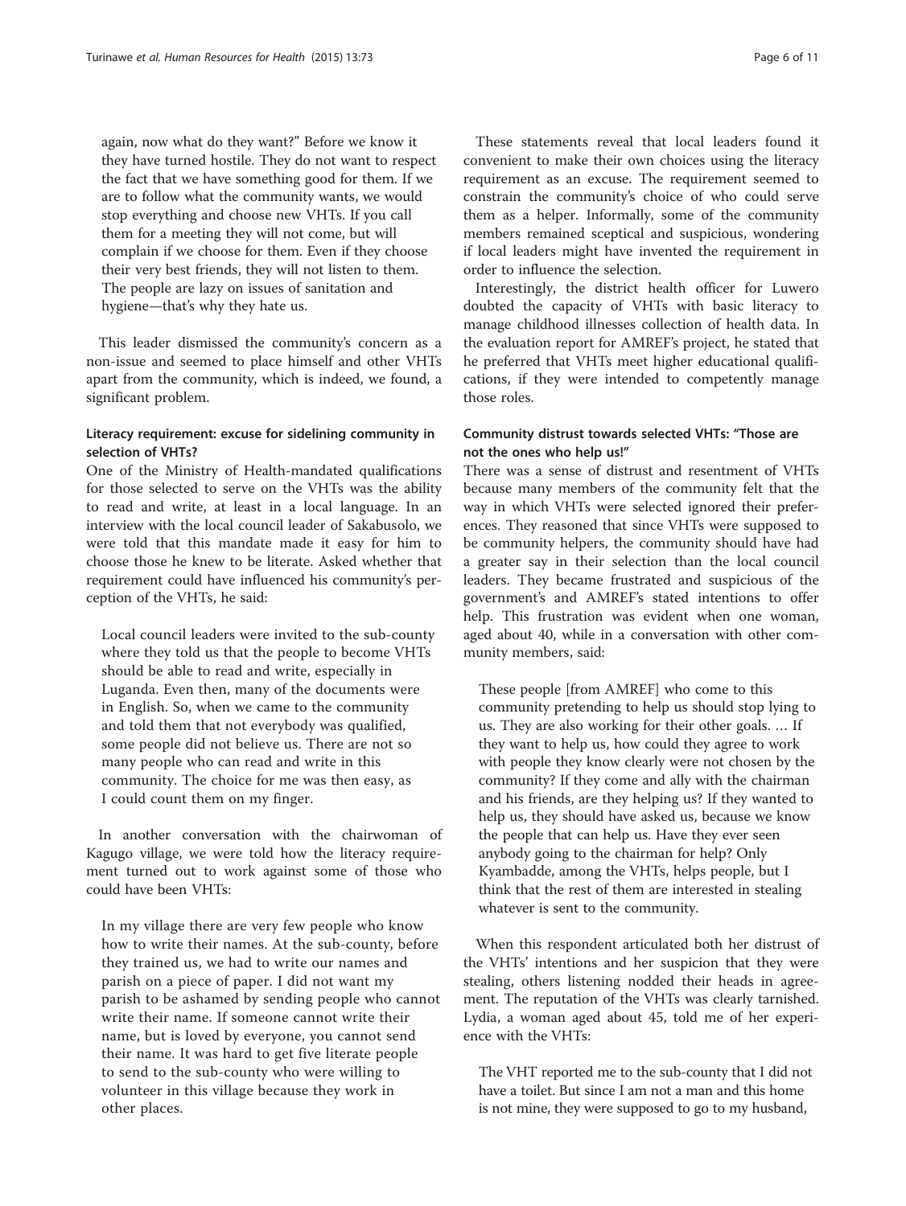again, now what do they want?" Before we know it they have turned hostile. They do not want to respect the fact that we have something good for them. If we are to follow what the community wants, we would stop everything and choose new VHTs. If you call them for a meeting they will not come, but will complain if we choose for them. Even if they choose their very best friends, they will not listen to them. The people are lazy on issues of sanitation and hygiene—that's why they hate us.

This leader dismissed the community's concern as a non-issue and seemed to place himself and other VHTs apart from the community, which is indeed, we found, a significant problem.

### Literacy requirement: excuse for sidelining community in selection of VHTs?

One of the Ministry of Health-mandated qualifications for those selected to serve on the VHTs was the ability to read and write, at least in a local language. In an interview with the local council leader of Sakabusolo, we were told that this mandate made it easy for him to choose those he knew to be literate. Asked whether that requirement could have influenced his community's perception of the VHTs, he said:

> Local council leaders were invited to the sub-county where they told us that the people to become VHTs should be able to read and write, especially in Luganda. Even then, many of the documents were in English. So, when we came to the community and told them that not everybody was qualified, some people did not believe us. There are not so many people who can read and write in this community. The choice for me was then easy, as I could count them on my finger.

In another conversation with the chairwoman of Kagugo village, we were told how the literacy requirement turned out to work against some of those who could have been VHTs:

> In my village there are very few people who know how to write their names. At the sub-county, before they trained us, we had to write our names and parish on a piece of paper. I did not want my parish to be ashamed by sending people who cannot write their name. If someone cannot write their name, but is loved by everyone, you cannot send their name. It was hard to get five literate people to send to the sub-county who were willing to volunteer in this village because they work in other places.

These statements reveal that local leaders found it convenient to make their own choices using the literacy requirement as an excuse. The requirement seemed to constrain the community's choice of who could serve them as a helper. Informally, some of the community members remained sceptical and suspicious, wondering if local leaders might have invented the requirement in order to influence the selection.

Interestingly, the district health officer for Luwero doubted the capacity of VHTs with basic literacy to manage childhood illnesses collection of health data. In the evaluation report for AMREF's project, he stated that he preferred that VHTs meet higher educational qualifications, if they were intended to competently manage those roles.

### Community distrust towards selected VHTs: "Those are not the ones who help us!"

There was a sense of distrust and resentment of VHTs because many members of the community felt that the way in which VHTs were selected ignored their preferences. They reasoned that since VHTs were supposed to be community helpers, the community should have had a greater say in their selection than the local council leaders. They became frustrated and suspicious of the government's and AMREF's stated intentions to offer help. This frustration was evident when one woman, aged about 40, while in a conversation with other community members, said:

> These people [from AMREF] who come to this community pretending to help us should stop lying to us. They are also working for their other goals. … If they want to help us, how could they agree to work with people they know clearly were not chosen by the community? If they come and ally with the chairman and his friends, are they helping us? If they wanted to help us, they should have asked us, because we know the people that can help us. Have they ever seen anybody going to the chairman for help? Only Kyambadde, among the VHTs, helps people, but I think that the rest of them are interested in stealing whatever is sent to the community.

When this respondent articulated both her distrust of the VHTs' intentions and her suspicion that they were stealing, others listening nodded their heads in agreement. The reputation of the VHTs was clearly tarnished. Lydia, a woman aged about 45, told me of her experience with the VHTs:

> The VHT reported me to the sub-county that I did not have a toilet. But since I am not a man and this home is not mine, they were supposed to go to my husband,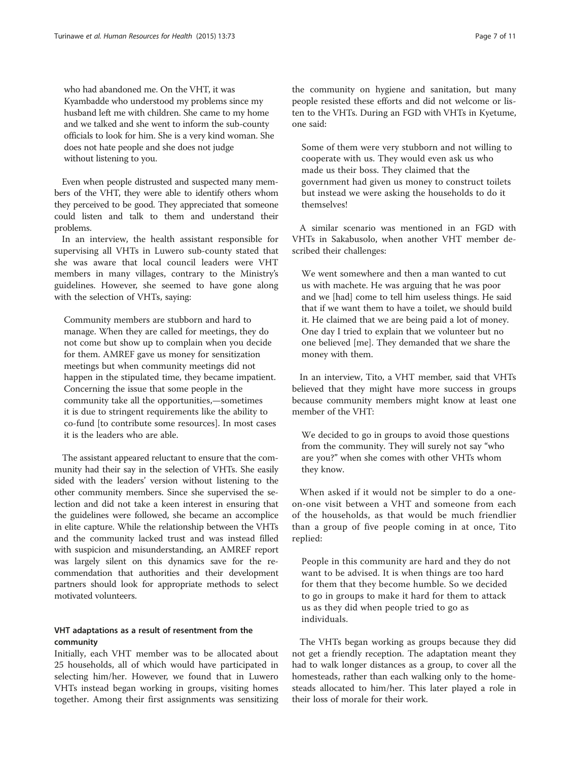> who had abandoned me. On the VHT, it was Kyambadde who understood my problems since my husband left me with children. She came to my home and we talked and she went to inform the sub-county officials to look for him. She is a very kind woman. She does not hate people and she does not judge without listening to you.

Even when people distrusted and suspected many members of the VHT, they were able to identify others whom they perceived to be good. They appreciated that someone could listen and talk to them and understand their problems.

In an interview, the health assistant responsible for supervising all VHTs in Luwero sub-county stated that she was aware that local council leaders were VHT members in many villages, contrary to the Ministry's guidelines. However, she seemed to have gone along with the selection of VHTs, saying:

> Community members are stubborn and hard to manage. When they are called for meetings, they do not come but show up to complain when you decide for them. AMREF gave us money for sensitization meetings but when community meetings did not happen in the stipulated time, they became impatient. Concerning the issue that some people in the community take all the opportunities,—sometimes it is due to stringent requirements like the ability to co-fund [to contribute some resources]. In most cases it is the leaders who are able.

The assistant appeared reluctant to ensure that the community had their say in the selection of VHTs. She easily sided with the leaders' version without listening to the other community members. Since she supervised the selection and did not take a keen interest in ensuring that the guidelines were followed, she became an accomplice in elite capture. While the relationship between the VHTs and the community lacked trust and was instead filled with suspicion and misunderstanding, an AMREF report was largely silent on this dynamics save for the recommendation that authorities and their development partners should look for appropriate methods to select motivated volunteers.

### VHT adaptations as a result of resentment from the community

Initially, each VHT member was to be allocated about 25 households, all of which would have participated in selecting him/her. However, we found that in Luwero VHTs instead began working in groups, visiting homes together. Among their first assignments was sensitizing the community on hygiene and sanitation, but many people resisted these efforts and did not welcome or listen to the VHTs. During an FGD with VHTs in Kyetume, one said:

> Some of them were very stubborn and not willing to cooperate with us. They would even ask us who made us their boss. They claimed that the government had given us money to construct toilets but instead we were asking the households to do it themselves!

A similar scenario was mentioned in an FGD with VHTs in Sakabusolo, when another VHT member described their challenges:

> We went somewhere and then a man wanted to cut us with machete. He was arguing that he was poor and we [had] come to tell him useless things. He said that if we want them to have a toilet, we should build it. He claimed that we are being paid a lot of money. One day I tried to explain that we volunteer but no one believed [me]. They demanded that we share the money with them.

In an interview, Tito, a VHT member, said that VHTs believed that they might have more success in groups because community members might know at least one member of the VHT:

> We decided to go in groups to avoid those questions from the community. They will surely not say "who are you?" when she comes with other VHTs whom they know.

When asked if it would not be simpler to do a one-on-one visit between a VHT and someone from each of the households, as that would be much friendlier than a group of five people coming in at once, Tito replied:

> People in this community are hard and they do not want to be advised. It is when things are too hard for them that they become humble. So we decided to go in groups to make it hard for them to attack us as they did when people tried to go as individuals.

The VHTs began working as groups because they did not get a friendly reception. The adaptation meant they had to walk longer distances as a group, to cover all the homesteads, rather than each walking only to the homesteads allocated to him/her. This later played a role in their loss of morale for their work.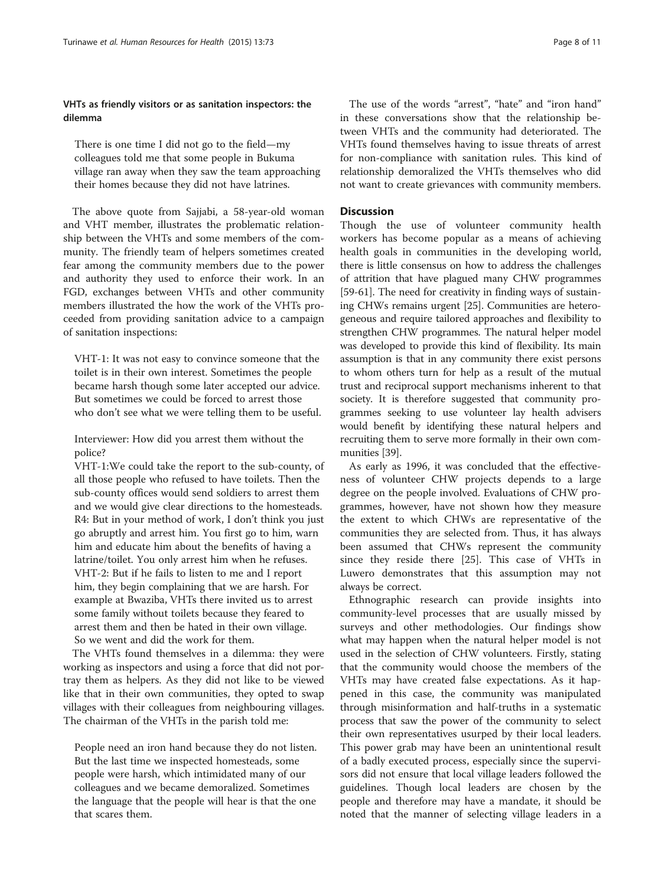### VHTs as friendly visitors or as sanitation inspectors: the dilemma

> There is one time I did not go to the field—my colleagues told me that some people in Bukuma village ran away when they saw the team approaching their homes because they did not have latrines.

The above quote from Sajjabi, a 58-year-old woman and VHT member, illustrates the problematic relationship between the VHTs and some members of the community. The friendly team of helpers sometimes created fear among the community members due to the power and authority they used to enforce their work. In an FGD, exchanges between VHTs and other community members illustrated the how the work of the VHTs proceeded from providing sanitation advice to a campaign of sanitation inspections:

> VHT-1: It was not easy to convince someone that the toilet is in their own interest. Sometimes the people became harsh though some later accepted our advice. But sometimes we could be forced to arrest those who don't see what we were telling them to be useful.
>
> Interviewer: How did you arrest them without the police?
>
> VHT-1:We could take the report to the sub-county, of all those people who refused to have toilets. Then the sub-county offices would send soldiers to arrest them and we would give clear directions to the homesteads.
>
> R4: But in your method of work, I don't think you just go abruptly and arrest him. You first go to him, warn him and educate him about the benefits of having a latrine/toilet. You only arrest him when he refuses.
>
> VHT-2: But if he fails to listen to me and I report him, they begin complaining that we are harsh. For example at Bwaziba, VHTs there invited us to arrest some family without toilets because they feared to arrest them and then be hated in their own village. So we went and did the work for them.

The VHTs found themselves in a dilemma: they were working as inspectors and using a force that did not portray them as helpers. As they did not like to be viewed like that in their own communities, they opted to swap villages with their colleagues from neighbouring villages. The chairman of the VHTs in the parish told me:

> People need an iron hand because they do not listen. But the last time we inspected homesteads, some people were harsh, which intimidated many of our colleagues and we became demoralized. Sometimes the language that the people will hear is that the one that scares them.

The use of the words "arrest", "hate" and "iron hand" in these conversations show that the relationship between VHTs and the community had deteriorated. The VHTs found themselves having to issue threats of arrest for non-compliance with sanitation rules. This kind of relationship demoralized the VHTs themselves who did not want to create grievances with community members.

## Discussion

Though the use of volunteer community health workers has become popular as a means of achieving health goals in communities in the developing world, there is little consensus on how to address the challenges of attrition that have plagued many CHW programmes [59-61]. The need for creativity in finding ways of sustaining CHWs remains urgent [25]. Communities are heterogeneous and require tailored approaches and flexibility to strengthen CHW programmes. The natural helper model was developed to provide this kind of flexibility. Its main assumption is that in any community there exist persons to whom others turn for help as a result of the mutual trust and reciprocal support mechanisms inherent to that society. It is therefore suggested that community programmes seeking to use volunteer lay health advisers would benefit by identifying these natural helpers and recruiting them to serve more formally in their own communities [39].

As early as 1996, it was concluded that the effectiveness of volunteer CHW projects depends to a large degree on the people involved. Evaluations of CHW programmes, however, have not shown how they measure the extent to which CHWs are representative of the communities they are selected from. Thus, it has always been assumed that CHWs represent the community since they reside there [25]. This case of VHTs in Luwero demonstrates that this assumption may not always be correct.

Ethnographic research can provide insights into community-level processes that are usually missed by surveys and other methodologies. Our findings show what may happen when the natural helper model is not used in the selection of CHW volunteers. Firstly, stating that the community would choose the members of the VHTs may have created false expectations. As it happened in this case, the community was manipulated through misinformation and half-truths in a systematic process that saw the power of the community to select their own representatives usurped by their local leaders. This power grab may have been an unintentional result of a badly executed process, especially since the supervisors did not ensure that local village leaders followed the guidelines. Though local leaders are chosen by the people and therefore may have a mandate, it should be noted that the manner of selecting village leaders in a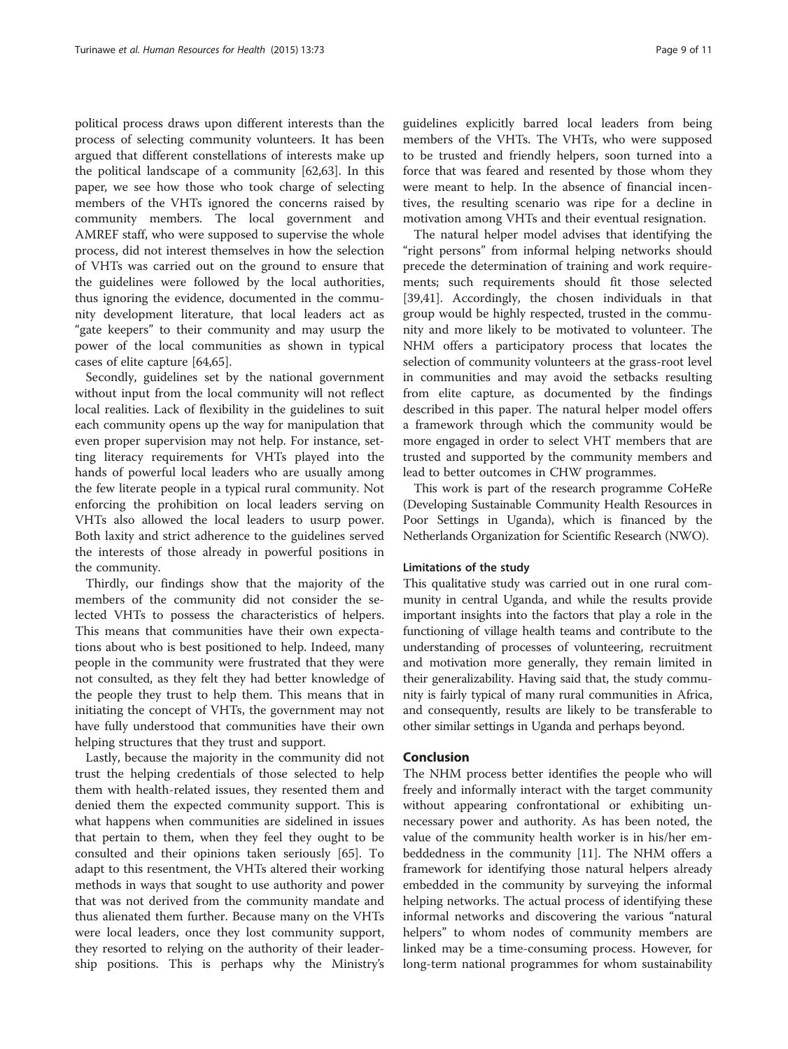political process draws upon different interests than the process of selecting community volunteers. It has been argued that different constellations of interests make up the political landscape of a community [62,63]. In this paper, we see how those who took charge of selecting members of the VHTs ignored the concerns raised by community members. The local government and AMREF staff, who were supposed to supervise the whole process, did not interest themselves in how the selection of VHTs was carried out on the ground to ensure that the guidelines were followed by the local authorities, thus ignoring the evidence, documented in the community development literature, that local leaders act as "gate keepers" to their community and may usurp the power of the local communities as shown in typical cases of elite capture [64,65].

Secondly, guidelines set by the national government without input from the local community will not reflect local realities. Lack of flexibility in the guidelines to suit each community opens up the way for manipulation that even proper supervision may not help. For instance, setting literacy requirements for VHTs played into the hands of powerful local leaders who are usually among the few literate people in a typical rural community. Not enforcing the prohibition on local leaders serving on VHTs also allowed the local leaders to usurp power. Both laxity and strict adherence to the guidelines served the interests of those already in powerful positions in the community.

Thirdly, our findings show that the majority of the members of the community did not consider the selected VHTs to possess the characteristics of helpers. This means that communities have their own expectations about who is best positioned to help. Indeed, many people in the community were frustrated that they were not consulted, as they felt they had better knowledge of the people they trust to help them. This means that in initiating the concept of VHTs, the government may not have fully understood that communities have their own helping structures that they trust and support.

Lastly, because the majority in the community did not trust the helping credentials of those selected to help them with health-related issues, they resented them and denied them the expected community support. This is what happens when communities are sidelined in issues that pertain to them, when they feel they ought to be consulted and their opinions taken seriously [65]. To adapt to this resentment, the VHTs altered their working methods in ways that sought to use authority and power that was not derived from the community mandate and thus alienated them further. Because many on the VHTs were local leaders, once they lost community support, they resorted to relying on the authority of their leadership positions. This is perhaps why the Ministry's guidelines explicitly barred local leaders from being members of the VHTs. The VHTs, who were supposed to be trusted and friendly helpers, soon turned into a force that was feared and resented by those whom they were meant to help. In the absence of financial incentives, the resulting scenario was ripe for a decline in motivation among VHTs and their eventual resignation.

The natural helper model advises that identifying the "right persons" from informal helping networks should precede the determination of training and work requirements; such requirements should fit those selected [39,41]. Accordingly, the chosen individuals in that group would be highly respected, trusted in the community and more likely to be motivated to volunteer. The NHM offers a participatory process that locates the selection of community volunteers at the grass-root level in communities and may avoid the setbacks resulting from elite capture, as documented by the findings described in this paper. The natural helper model offers a framework through which the community would be more engaged in order to select VHT members that are trusted and supported by the community members and lead to better outcomes in CHW programmes.

This work is part of the research programme CoHeRe (Developing Sustainable Community Health Resources in Poor Settings in Uganda), which is financed by the Netherlands Organization for Scientific Research (NWO).

### Limitations of the study

This qualitative study was carried out in one rural community in central Uganda, and while the results provide important insights into the factors that play a role in the functioning of village health teams and contribute to the understanding of processes of volunteering, recruitment and motivation more generally, they remain limited in their generalizability. Having said that, the study community is fairly typical of many rural communities in Africa, and consequently, results are likely to be transferable to other similar settings in Uganda and perhaps beyond.

## Conclusion

The NHM process better identifies the people who will freely and informally interact with the target community without appearing confrontational or exhibiting unnecessary power and authority. As has been noted, the value of the community health worker is in his/her embeddedness in the community [11]. The NHM offers a framework for identifying those natural helpers already embedded in the community by surveying the informal helping networks. The actual process of identifying these informal networks and discovering the various "natural helpers" to whom nodes of community members are linked may be a time-consuming process. However, for long-term national programmes for whom sustainability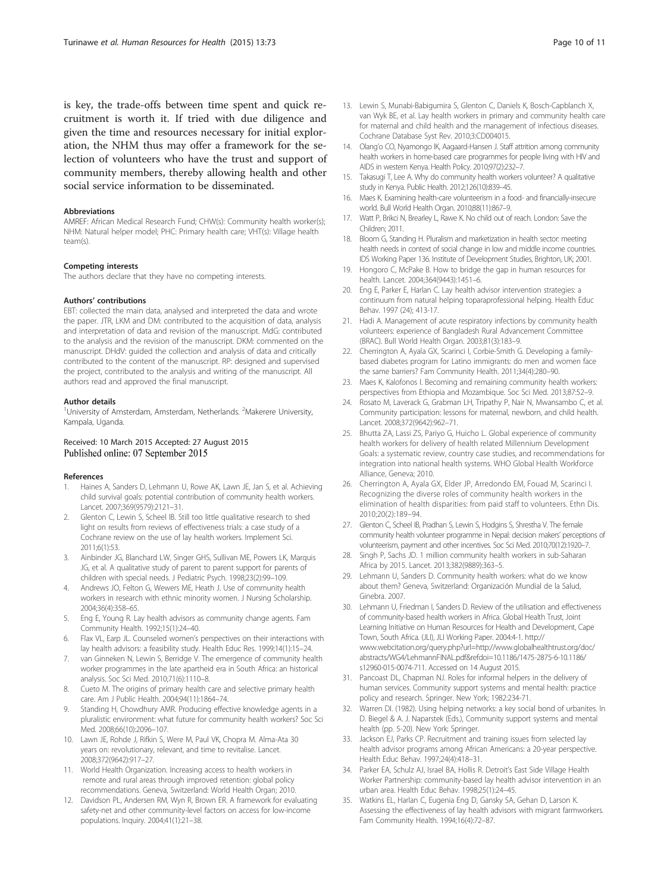is key, the trade-offs between time spent and quick recruitment is worth it. If tried with due diligence and given the time and resources necessary for initial exploration, the NHM thus may offer a framework for the selection of volunteers who have the trust and support of community members, thereby allowing health and other social service information to be disseminated.

#### Abbreviations

AMREF: African Medical Research Fund; CHW(s): Community health worker(s); NHM: Natural helper model; PHC: Primary health care; VHT(s): Village health team(s).

#### Competing interests

The authors declare that they have no competing interests.

#### Authors' contributions

EBT: collected the main data, analysed and interpreted the data and wrote the paper. JTR, LKM and DM: contributed to the acquisition of data, analysis and interpretation of data and revision of the manuscript. MdG: contributed to the analysis and the revision of the manuscript. DKM: commented on the manuscript. DHdV: guided the collection and analysis of data and critically contributed to the content of the manuscript. RP: designed and supervised the project, contributed to the analysis and writing of the manuscript. All authors read and approved the final manuscript.

#### Author details

[1]University of Amsterdam, Amsterdam, Netherlands. [2]Makerere University, Kampala, Uganda.

Received: 10 March 2015 Accepted: 27 August 2015
Published online: 07 September 2015

#### References

1. Haines A, Sanders D, Lehmann U, Rowe AK, Lawn JE, Jan S, et al. Achieving child survival goals: potential contribution of community health workers. Lancet. 2007;369(9579):2121–31.
2. Glenton C, Lewin S, Scheel IB. Still too little qualitative research to shed light on results from reviews of effectiveness trials: a case study of a Cochrane review on the use of lay health workers. Implement Sci. 2011;6(1):53.
3. Ainbinder JG, Blanchard LW, Singer GHS, Sullivan ME, Powers LK, Marquis JG, et al. A qualitative study of parent to parent support for parents of children with special needs. J Pediatric Psych. 1998;23(2):99–109.
4. Andrews JO, Felton G, Wewers ME, Heath J. Use of community health workers in research with ethnic minority women. J Nursing Scholarship. 2004;36(4):358–65.
5. Eng E, Young R. Lay health advisors as community change agents. Fam Community Health. 1992;15(1):24–40.
6. Flax VL, Earp JL. Counseled women's perspectives on their interactions with lay health advisors: a feasibility study. Health Educ Res. 1999;14(1):15–24.
7. van Ginneken N, Lewin S, Berridge V. The emergence of community health worker programmes in the late apartheid era in South Africa: an historical analysis. Soc Sci Med. 2010;71(6):1110–8.
8. Cueto M. The origins of primary health care and selective primary health care. Am J Public Health. 2004;94(11):1864–74.
9. Standing H, Chowdhury AMR. Producing effective knowledge agents in a pluralistic environment: what future for community health workers? Soc Sci Med. 2008;66(10):2096–107.
10. Lawn JE, Rohde J, Rifkin S, Were M, Paul VK, Chopra M. Alma-Ata 30 years on: revolutionary, relevant, and time to revitalise. Lancet. 2008;372(9642):917–27.
11. World Health Organization. Increasing access to health workers in remote and rural areas through improved retention: global policy recommendations. Geneva, Switzerland: World Health Organ; 2010.
12. Davidson PL, Andersen RM, Wyn R, Brown ER. A framework for evaluating safety-net and other community-level factors on access for low-income populations. Inquiry. 2004;41(1):21–38.
13. Lewin S, Munabi-Babigumira S, Glenton C, Daniels K, Bosch-Capblanch X, van Wyk BE, et al. Lay health workers in primary and community health care for maternal and child health and the management of infectious diseases. Cochrane Database Syst Rev. 2010;3:CD004015.
14. Olang'o CO, Nyamongo IK, Aagaard-Hansen J. Staff attrition among community health workers in home-based care programmes for people living with HIV and AIDS in western Kenya. Health Policy. 2010;97(2):232–7.
15. Takasugi T, Lee A. Why do community health workers volunteer? A qualitative study in Kenya. Public Health. 2012;126(10):839–45.
16. Maes K. Examining health-care volunteerism in a food- and financially-insecure world. Bull World Health Organ. 2010;88(11):867–9.
17. Watt P, Brikci N, Brearley L, Rawe K. No child out of reach. London: Save the Children; 2011.
18. Bloom G, Standing H. Pluralism and marketization in health sector: meeting health needs in context of social change in low and middle income countries. IDS Working Paper 136. Institute of Development Studies, Brighton, UK; 2001.
19. Hongoro C, McPake B. How to bridge the gap in human resources for health. Lancet. 2004;364(9443):1451–6.
20. Eng E, Parker E, Harlan C. Lay health advisor intervention strategies: a continuum from natural helping toparaprofessional helping. Health Educ Behav. 1997 (24); 413-17.
21. Hadi A. Management of acute respiratory infections by community health volunteers: experience of Bangladesh Rural Advancement Committee (BRAC). Bull World Health Organ. 2003;81(3):183–9.
22. Cherrington A, Ayala GX, Scarinci I, Corbie-Smith G. Developing a family-based diabetes program for Latino immigrants: do men and women face the same barriers? Fam Community Health. 2011;34(4):280–90.
23. Maes K, Kalofonos I. Becoming and remaining community health workers: perspectives from Ethiopia and Mozambique. Soc Sci Med. 2013;87:52–9.
24. Rosato M, Laverack G, Grabman LH, Tripathy P, Nair N, Mwansambo C, et al. Community participation: lessons for maternal, newborn, and child health. Lancet. 2008;372(9642):962–71.
25. Bhutta ZA, Lassi ZS, Pariyo G, Huicho L. Global experience of community health workers for delivery of health related Millennium Development Goals: a systematic review, country case studies, and recommendations for integration into national health systems. WHO Global Health Workforce Alliance, Geneva; 2010.
26. Cherrington A, Ayala GX, Elder JP, Arredondo EM, Fouad M, Scarinci I. Recognizing the diverse roles of community health workers in the elimination of health disparities: from paid staff to volunteers. Ethn Dis. 2010;20(2):189–94.
27. Glenton C, Scheel IB, Pradhan S, Lewin S, Hodgins S, Shrestha V. The female community health volunteer programme in Nepal: decision makers' perceptions of volunteerism, payment and other incentives. Soc Sci Med. 2010;70(12):1920–7.
28. Singh P, Sachs JD. 1 million community health workers in sub-Saharan Africa by 2015. Lancet. 2013;382(9889):363–5.
29. Lehmann U, Sanders D. Community health workers: what do we know about them? Geneva, Switzerland: Organización Mundial de la Salud, Ginebra. 2007.
30. Lehmann U, Friedman I, Sanders D. Review of the utilisation and effectiveness of community-based health workers in Africa. Global Health Trust, Joint Learning Initiative on Human Resources for Health and Development, Cape Town, South Africa. (JLI), JLI Working Paper. 2004:4-1. http://www.webcitation.org/query.php?url=http://www.globalhealthtrust.org/doc/abstracts/WG4/LehmannFINAL.pdf&refdoi=10.1186/1475-2875-6-10.1186/s12960-015-0074-711. Accessed on 14 August 2015.
31. Pancoast DL, Chapman NJ. Roles for informal helpers in the delivery of human services. Community support systems and mental health: practice policy and research. Springer. New York; 1982:234-71.
32. Warren DI. (1982). Using helping networks: a key social bond of urbanites. In D. Biegel & A. J. Naparstek (Eds.), Community support systems and mental health (pp. 5-20). New York: Springer.
33. Jackson EJ, Parks CP. Recruitment and training issues from selected lay health advisor programs among African Americans: a 20-year perspective. Health Educ Behav. 1997;24(4):418–31.
34. Parker EA, Schulz AJ, Israel BA, Hollis R. Detroit's East Side Village Health Worker Partnership: community-based lay health advisor intervention in an urban area. Health Educ Behav. 1998;25(1):24–45.
35. Watkins EL, Harlan C, Eugenia Eng D, Gansky SA, Gehan D, Larson K. Assessing the effectiveness of lay health advisors with migrant farmworkers. Fam Community Health. 1994;16(4):72–87.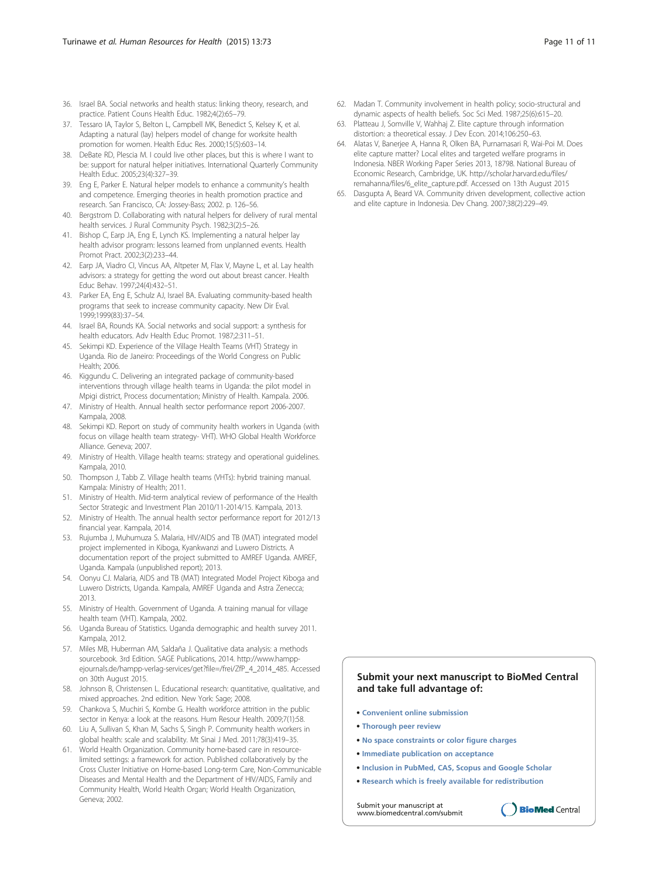36. Israel BA. Social networks and health status: linking theory, research, and practice. Patient Couns Health Educ. 1982;4(2):65–79.
37. Tessaro IA, Taylor S, Belton L, Campbell MK, Benedict S, Kelsey K, et al. Adapting a natural (lay) helpers model of change for worksite health promotion for women. Health Educ Res. 2000;15(5):603–14.
38. DeBate RD, Plescia M. I could live other places, but this is where I want to be: support for natural helper initiatives. International Quarterly Community Health Educ. 2005;23(4):327–39.
39. Eng E, Parker E. Natural helper models to enhance a community's health and competence. Emerging theories in health promotion practice and research. San Francisco, CA: Jossey-Bass; 2002. p. 126–56.
40. Bergstrom D. Collaborating with natural helpers for delivery of rural mental health services. J Rural Community Psych. 1982;3(2):5–26.
41. Bishop C, Earp JA, Eng E, Lynch KS. Implementing a natural helper lay health advisor program: lessons learned from unplanned events. Health Promot Pract. 2002;3(2):233–44.
42. Earp JA, Viadro CI, Vincus AA, Altpeter M, Flax V, Mayne L, et al. Lay health advisors: a strategy for getting the word out about breast cancer. Health Educ Behav. 1997;24(4):432–51.
43. Parker EA, Eng E, Schulz AJ, Israel BA. Evaluating community-based health programs that seek to increase community capacity. New Dir Eval. 1999;1999(83):37–54.
44. Israel BA, Rounds KA. Social networks and social support: a synthesis for health educators. Adv Health Educ Promot. 1987;2:311–51.
45. Sekimpi KD. Experience of the Village Health Teams (VHT) Strategy in Uganda. Rio de Janeiro: Proceedings of the World Congress on Public Health; 2006.
46. Kiggundu C. Delivering an integrated package of community-based interventions through village health teams in Uganda: the pilot model in Mpigi district, Process documentation; Ministry of Health. Kampala. 2006.
47. Ministry of Health. Annual health sector performance report 2006-2007. Kampala, 2008.
48. Sekimpi KD. Report on study of community health workers in Uganda (with focus on village health team strategy- VHT). WHO Global Health Workforce Alliance. Geneva; 2007.
49. Ministry of Health. Village health teams: strategy and operational guidelines. Kampala, 2010.
50. Thompson J, Tabb Z. Village health teams (VHTs): hybrid training manual. Kampala: Ministry of Health; 2011.
51. Ministry of Health. Mid-term analytical review of performance of the Health Sector Strategic and Investment Plan 2010/11-2014/15. Kampala, 2013.
52. Ministry of Health. The annual health sector performance report for 2012/13 financial year. Kampala, 2014.
53. Rujumba J, Muhumuza S. Malaria, HIV/AIDS and TB (MAT) integrated model project implemented in Kiboga, Kyankwanzi and Luwero Districts. A documentation report of the project submitted to AMREF Uganda. AMREF, Uganda. Kampala (unpublished report); 2013.
54. Oonyu CJ. Malaria, AIDS and TB (MAT) Integrated Model Project Kiboga and Luwero Districts, Uganda. Kampala, AMREF Uganda and Astra Zenecca; 2013.
55. Ministry of Health. Government of Uganda. A training manual for village health team (VHT). Kampala, 2002.
56. Uganda Bureau of Statistics. Uganda demographic and health survey 2011. Kampala, 2012.
57. Miles MB, Huberman AM, Saldaña J. Qualitative data analysis: a methods sourcebook. 3rd Edition. SAGE Publications, 2014. http://www.hampp-ejournals.de/hampp-verlag-services/get?file=/frei/ZfP_4_2014_485. Accessed on 30th August 2015.
58. Johnson B, Christensen L. Educational research: quantitative, qualitative, and mixed approaches. 2nd edition. New York: Sage; 2008.
59. Chankova S, Muchiri S, Kombe G. Health workforce attrition in the public sector in Kenya: a look at the reasons. Hum Resour Health. 2009;7(1):58.
60. Liu A, Sullivan S, Khan M, Sachs S, Singh P. Community health workers in global health: scale and scalability. Mt Sinai J Med. 2011;78(3):419–35.
61. World Health Organization. Community home-based care in resource-limited settings: a framework for action. Published collaboratively by the Cross Cluster Initiative on Home-based Long-term Care, Non-Communicable Diseases and Mental Health and the Department of HIV/AIDS, Family and Community Health, World Health Organ; World Health Organization, Geneva; 2002.
62. Madan T. Community involvement in health policy; socio-structural and dynamic aspects of health beliefs. Soc Sci Med. 1987;25(6):615–20.
63. Platteau J, Somville V, Wahhaj Z. Elite capture through information distortion: a theoretical essay. J Dev Econ. 2014;106:250–63.
64. Alatas V, Banerjee A, Hanna R, Olken BA, Purnamasari R, Wai-Poi M. Does elite capture matter? Local elites and targeted welfare programs in Indonesia. NBER Working Paper Series 2013, 18798. National Bureau of Economic Research, Cambridge, UK. http://scholar.harvard.edu/files/remahanna/files/6_elite_capture.pdf. Accessed on 13th August 2015
65. Dasgupta A, Beard VA. Community driven development, collective action and elite capture in Indonesia. Dev Chang. 2007;38(2):229–49.

**Submit your next manuscript to BioMed Central and take full advantage of:**

- Convenient online submission
- Thorough peer review
- No space constraints or color figure charges
- Immediate publication on acceptance
- Inclusion in PubMed, CAS, Scopus and Google Scholar
- Research which is freely available for redistribution

Submit your manuscript at www.biomedcentral.com/submit

BioMed Central